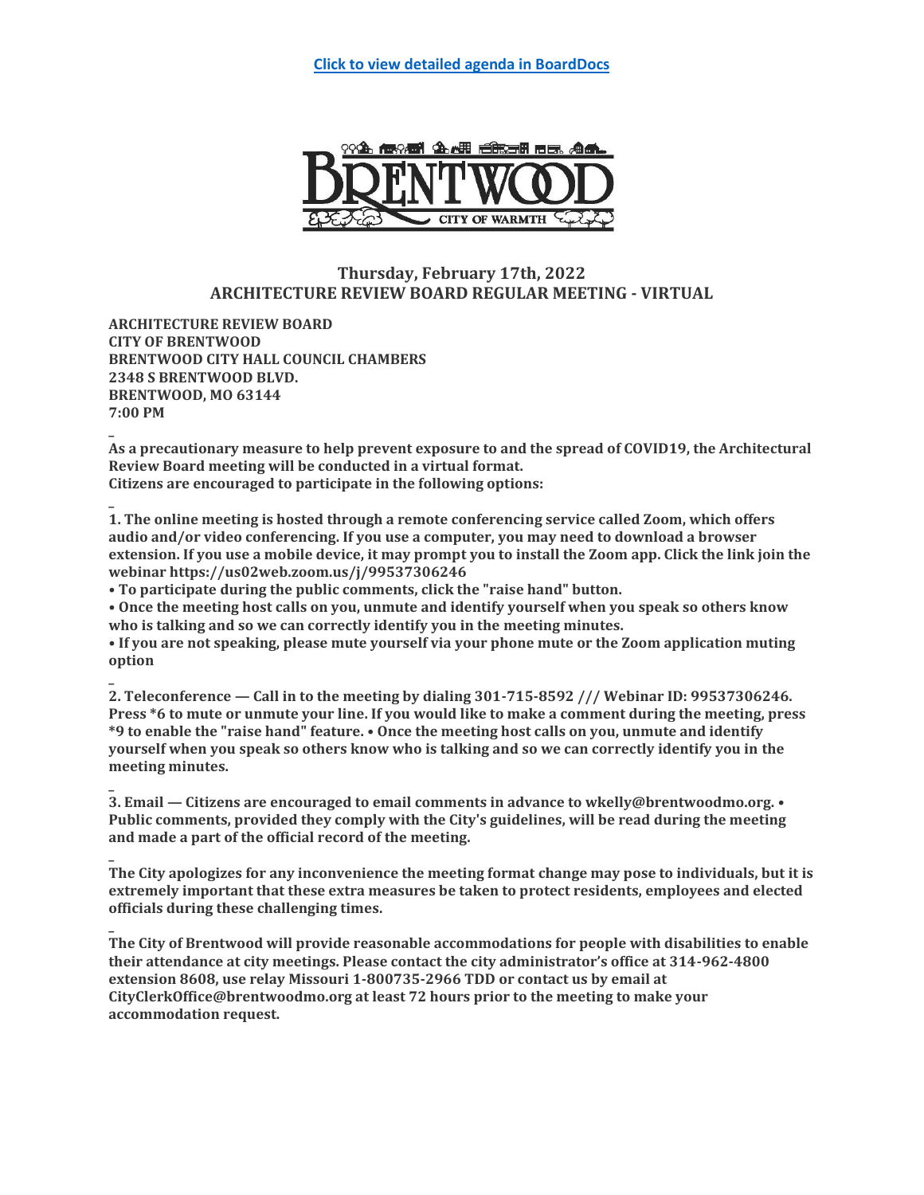[Click to view detailed agenda in BoardDocs]

BRENTWOOD
CITY OF WARMTH

## Thursday, February 17th, 2022
## ARCHITECTURE REVIEW BOARD REGULAR MEETING - VIRTUAL

**ARCHITECTURE REVIEW BOARD**
**CITY OF BRENTWOOD**
**BRENTWOOD CITY HALL COUNCIL CHAMBERS**
**2348 S BRENTWOOD BLVD.**
**BRENTWOOD, MO 63144**
**7:00 PM**

**As a precautionary measure to help prevent exposure to and the spread of COVID19, the Architectural Review Board meeting will be conducted in a virtual format.**
**Citizens are encouraged to participate in the following options:**

**1. The online meeting is hosted through a remote conferencing service called Zoom, which offers audio and/or video conferencing. If you use a computer, you may need to download a browser extension. If you use a mobile device, it may prompt you to install the Zoom app. Click the link join the webinar https://us02web.zoom.us/j/99537306246**

- **To participate during the public comments, click the "raise hand" button.**
- **Once the meeting host calls on you, unmute and identify yourself when you speak so others know who is talking and so we can correctly identify you in the meeting minutes.**
- **If you are not speaking, please mute yourself via your phone mute or the Zoom application muting option**

**2. Teleconference — Call in to the meeting by dialing 301-715-8592 /// Webinar ID: 99537306246. Press *6 to mute or unmute your line. If you would like to make a comment during the meeting, press *9 to enable the "raise hand" feature. • Once the meeting host calls on you, unmute and identify yourself when you speak so others know who is talking and so we can correctly identify you in the meeting minutes.**

**3. Email — Citizens are encouraged to email comments in advance to wkelly@brentwoodmo.org. • Public comments, provided they comply with the City's guidelines, will be read during the meeting and made a part of the official record of the meeting.**

**The City apologizes for any inconvenience the meeting format change may pose to individuals, but it is extremely important that these extra measures be taken to protect residents, employees and elected officials during these challenging times.**

**The City of Brentwood will provide reasonable accommodations for people with disabilities to enable their attendance at city meetings. Please contact the city administrator's office at 314-962-4800 extension 8608, use relay Missouri 1-800735-2966 TDD or contact us by email at CityClerkOffice@brentwoodmo.org at least 72 hours prior to the meeting to make your accommodation request.**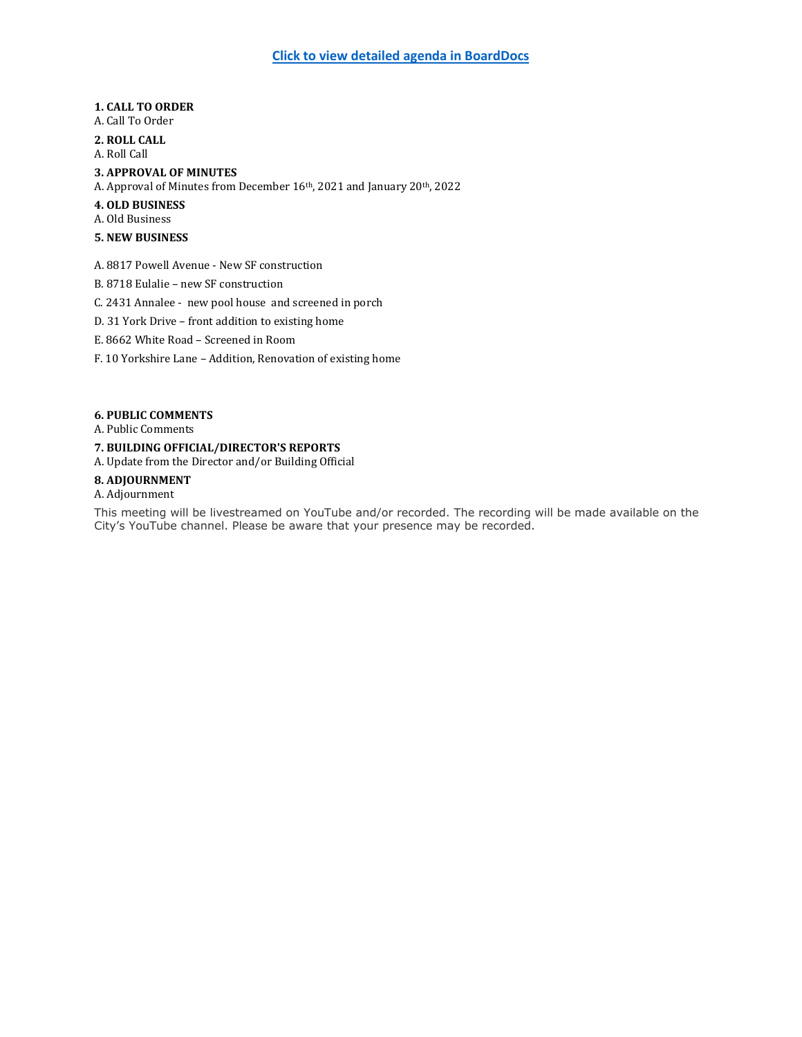**Click to view detailed agenda in BoardDocs**

**1. CALL TO ORDER**

A. Call To Order

**2. ROLL CALL**

A. Roll Call

**3. APPROVAL OF MINUTES**

A. Approval of Minutes from December 16th, 2021 and January 20th, 2022

**4. OLD BUSINESS**

A. Old Business

**5. NEW BUSINESS**

A. 8817 Powell Avenue - New SF construction

B. 8718 Eulalie – new SF construction

C. 2431 Annalee - new pool house and screened in porch

D. 31 York Drive – front addition to existing home

E. 8662 White Road – Screened in Room

F. 10 Yorkshire Lane – Addition, Renovation of existing home

**6. PUBLIC COMMENTS**

A. Public Comments

**7. BUILDING OFFICIAL/DIRECTOR'S REPORTS**

A. Update from the Director and/or Building Official

**8. ADJOURNMENT**

A. Adjournment

This meeting will be livestreamed on YouTube and/or recorded. The recording will be made available on the City's YouTube channel. Please be aware that your presence may be recorded.